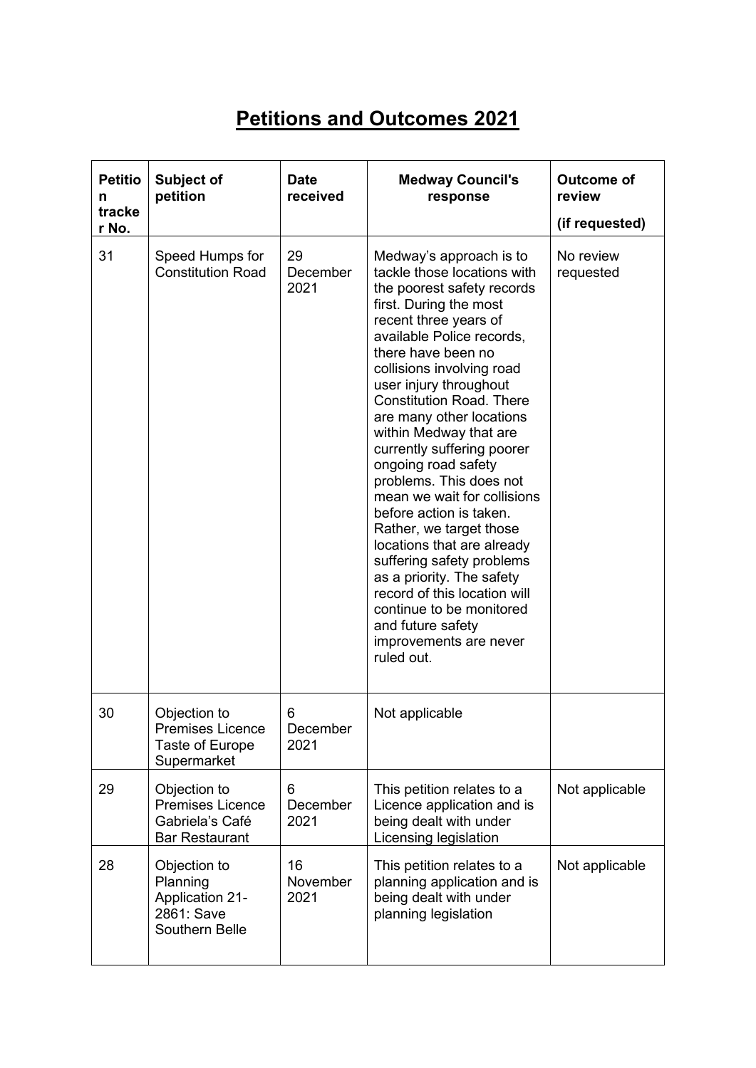# Petitions and Outcomes 2021

| Petition tracker No. | Subject of petition | Date received | Medway Council's response | Outcome of review (if requested) |
|---|---|---|---|---|
| 31 | Speed Humps for Constitution Road | 29 December 2021 | Medway's approach is to tackle those locations with the poorest safety records first. During the most recent three years of available Police records, there have been no collisions involving road user injury throughout Constitution Road. There are many other locations within Medway that are currently suffering poorer ongoing road safety problems. This does not mean we wait for collisions before action is taken. Rather, we target those locations that are already suffering safety problems as a priority. The safety record of this location will continue to be monitored and future safety improvements are never ruled out. | No review requested |
| 30 | Objection to Premises Licence Taste of Europe Supermarket | 6 December 2021 | Not applicable | |
| 29 | Objection to Premises Licence Gabriela's Café Bar Restaurant | 6 December 2021 | This petition relates to a Licence application and is being dealt with under Licensing legislation | Not applicable |
| 28 | Objection to Planning Application 21-2861: Save Southern Belle | 16 November 2021 | This petition relates to a planning application and is being dealt with under planning legislation | Not applicable |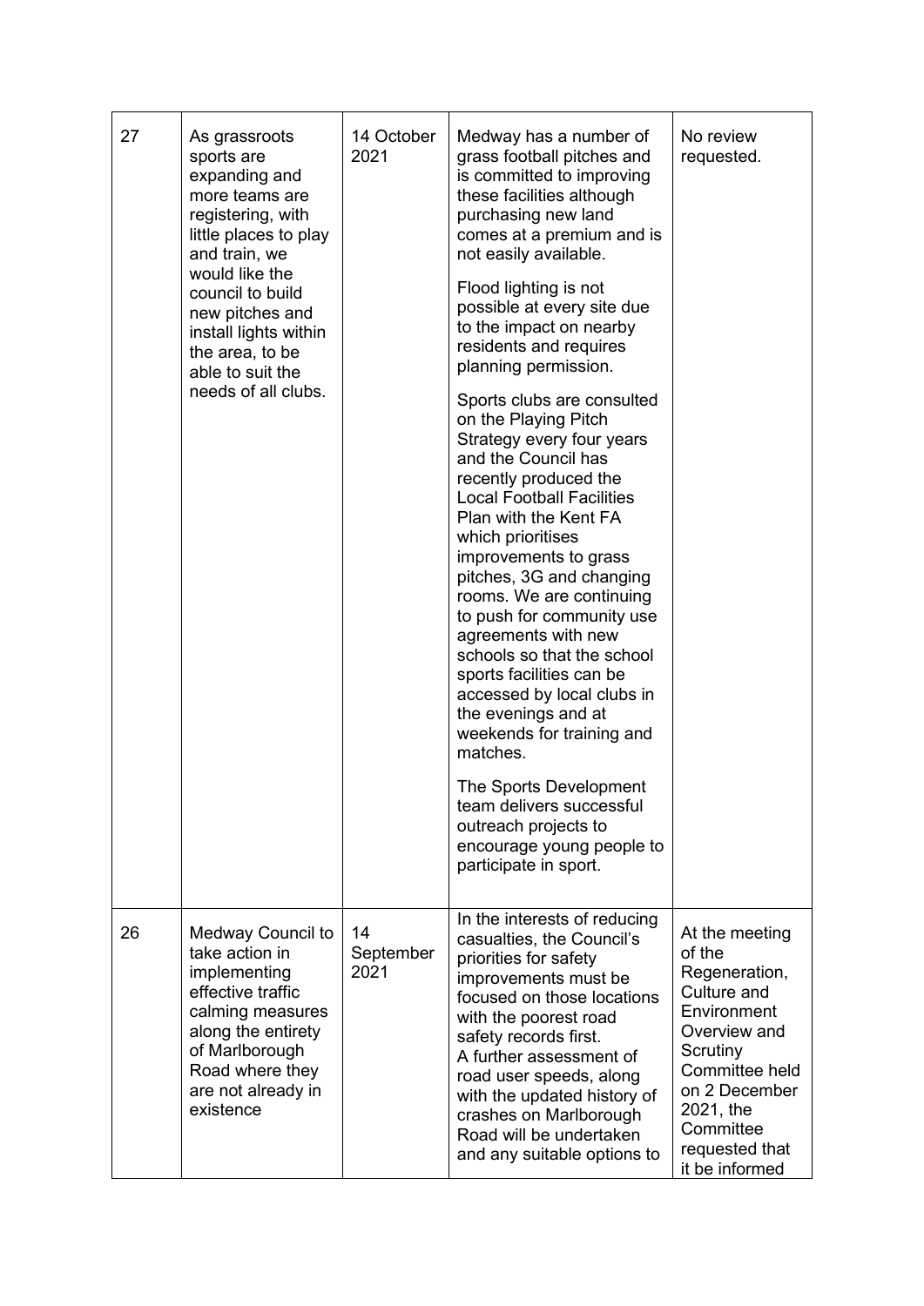| | | | | |
|---|---|---|---|---|
| 27 | As grassroots sports are expanding and more teams are registering, with little places to play and train, we would like the council to build new pitches and install lights within the area, to be able to suit the needs of all clubs. | 14 October 2021 | Medway has a number of grass football pitches and is committed to improving these facilities although purchasing new land comes at a premium and is not easily available.<br><br>Flood lighting is not possible at every site due to the impact on nearby residents and requires planning permission.<br><br>Sports clubs are consulted on the Playing Pitch Strategy every four years and the Council has recently produced the Local Football Facilities Plan with the Kent FA which prioritises improvements to grass pitches, 3G and changing rooms. We are continuing to push for community use agreements with new schools so that the school sports facilities can be accessed by local clubs in the evenings and at weekends for training and matches.<br><br>The Sports Development team delivers successful outreach projects to encourage young people to participate in sport. | No review requested. |
| 26 | Medway Council to take action in implementing effective traffic calming measures along the entirety of Marlborough Road where they are not already in existence | 14 September 2021 | In the interests of reducing casualties, the Council's priorities for safety improvements must be focused on those locations with the poorest road safety records first.<br>A further assessment of road user speeds, along with the updated history of crashes on Marlborough Road will be undertaken and any suitable options to | At the meeting of the Regeneration, Culture and Environment Overview and Scrutiny Committee held on 2 December 2021, the Committee requested that it be informed |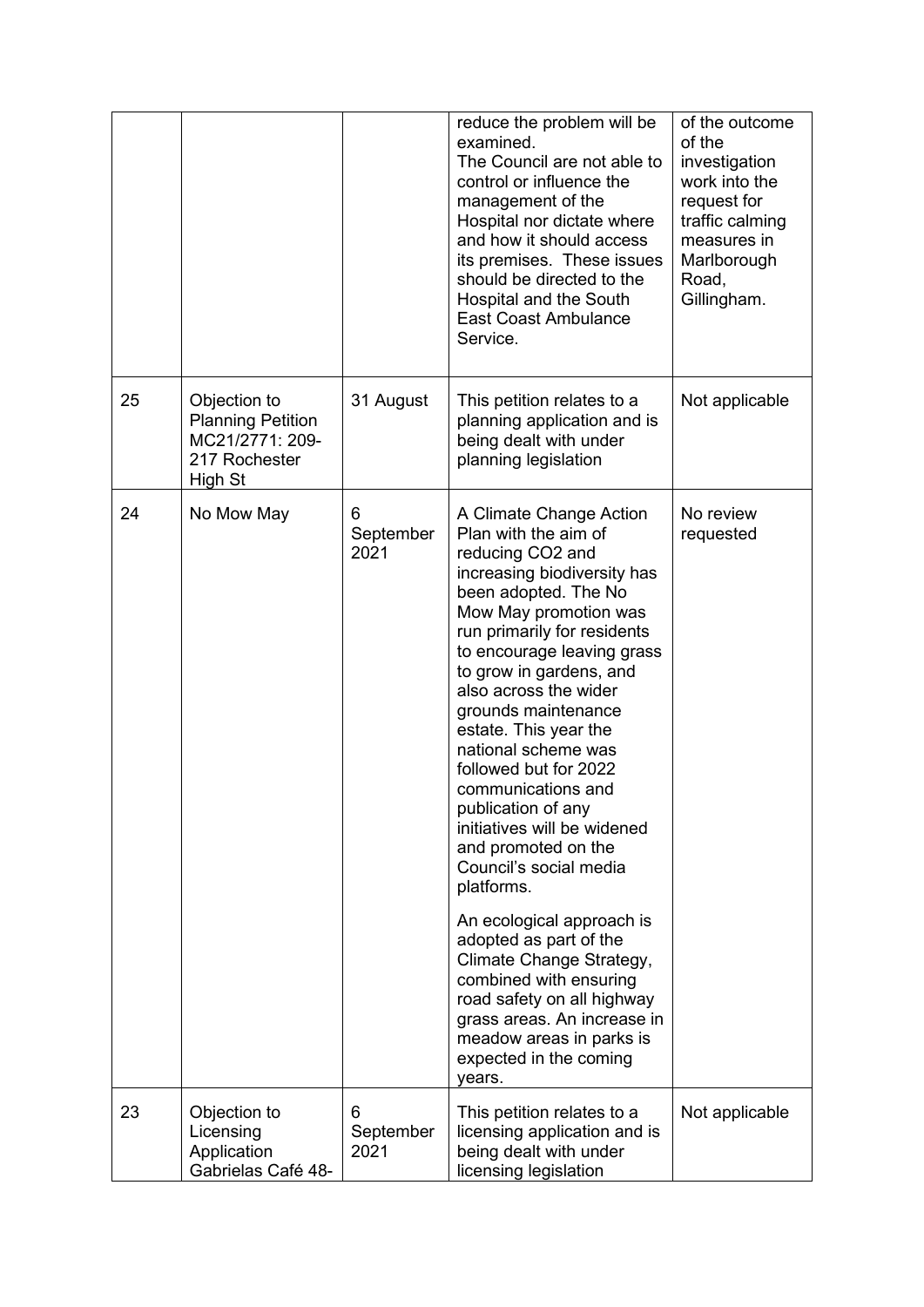| | | | | |
|---|---|---|---|---|
| | | | reduce the problem will be examined.<br>The Council are not able to control or influence the management of the Hospital nor dictate where and how it should access its premises. These issues should be directed to the Hospital and the South East Coast Ambulance Service. | of the outcome of the investigation work into the request for traffic calming measures in Marlborough Road, Gillingham. |
| 25 | Objection to Planning Petition MC21/2771: 209-217 Rochester High St | 31 August | This petition relates to a planning application and is being dealt with under planning legislation | Not applicable |
| 24 | No Mow May | 6 September 2021 | A Climate Change Action Plan with the aim of reducing CO2 and increasing biodiversity has been adopted. The No Mow May promotion was run primarily for residents to encourage leaving grass to grow in gardens, and also across the wider grounds maintenance estate. This year the national scheme was followed but for 2022 communications and publication of any initiatives will be widened and promoted on the Council's social media platforms.<br><br>An ecological approach is adopted as part of the Climate Change Strategy, combined with ensuring road safety on all highway grass areas. An increase in meadow areas in parks is expected in the coming years. | No review requested |
| 23 | Objection to Licensing Application Gabrielas Café 48- | 6 September 2021 | This petition relates to a licensing application and is being dealt with under licensing legislation | Not applicable |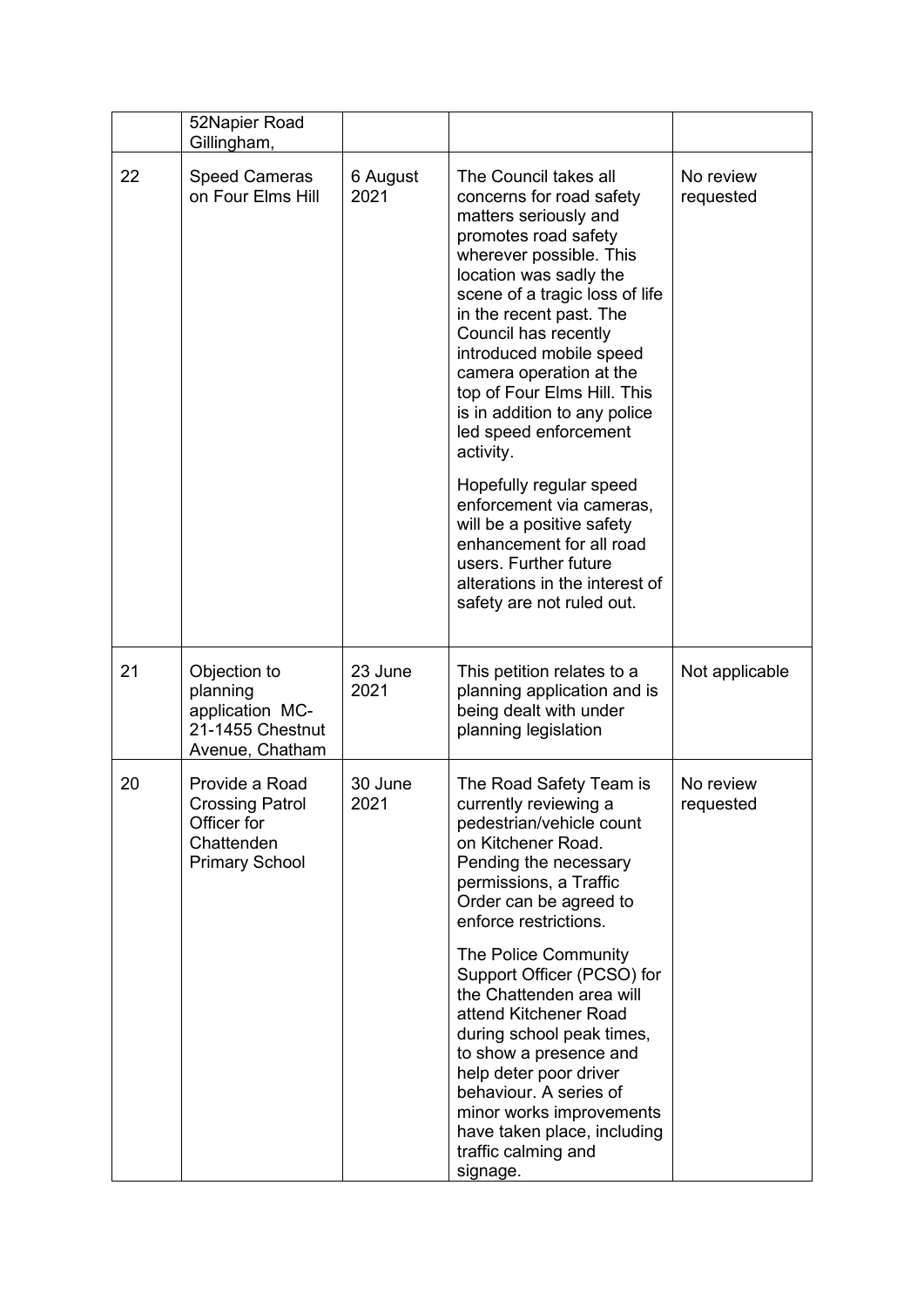|  | 52Napier Road Gillingham, |  |  |  |
|---|---|---|---|---|
| 22 | Speed Cameras on Four Elms Hill | 6 August 2021 | The Council takes all concerns for road safety matters seriously and promotes road safety wherever possible. This location was sadly the scene of a tragic loss of life in the recent past. The Council has recently introduced mobile speed camera operation at the top of Four Elms Hill. This is in addition to any police led speed enforcement activity.<br><br>Hopefully regular speed enforcement via cameras, will be a positive safety enhancement for all road users. Further future alterations in the interest of safety are not ruled out. | No review requested |
| 21 | Objection to planning application MC-21-1455 Chestnut Avenue, Chatham | 23 June 2021 | This petition relates to a planning application and is being dealt with under planning legislation | Not applicable |
| 20 | Provide a Road Crossing Patrol Officer for Chattenden Primary School | 30 June 2021 | The Road Safety Team is currently reviewing a pedestrian/vehicle count on Kitchener Road. Pending the necessary permissions, a Traffic Order can be agreed to enforce restrictions.<br><br>The Police Community Support Officer (PCSO) for the Chattenden area will attend Kitchener Road during school peak times, to show a presence and help deter poor driver behaviour. A series of minor works improvements have taken place, including traffic calming and signage. | No review requested |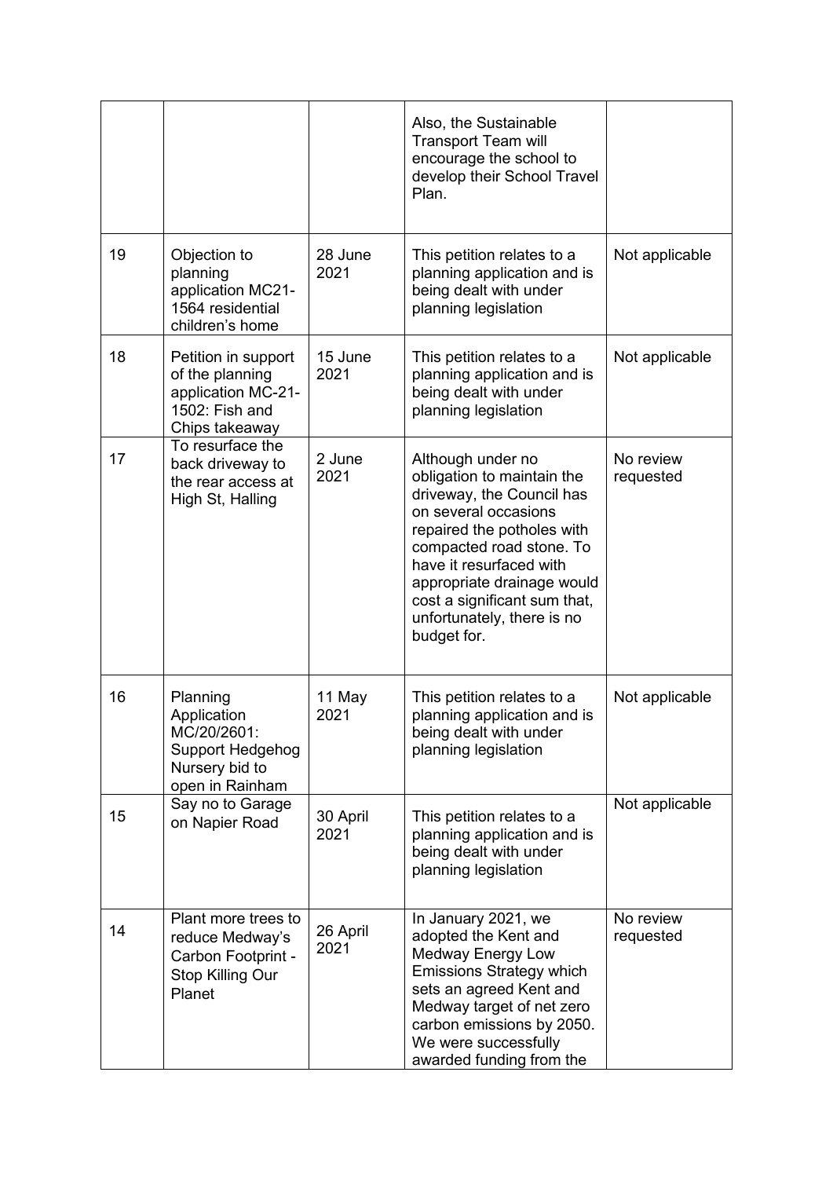| | | | | |
|---|---|---|---|---|
| | | | Also, the Sustainable Transport Team will encourage the school to develop their School Travel Plan. | |
| 19 | Objection to planning application MC21-1564 residential children's home | 28 June 2021 | This petition relates to a planning application and is being dealt with under planning legislation | Not applicable |
| 18 | Petition in support of the planning application MC-21-1502: Fish and Chips takeaway | 15 June 2021 | This petition relates to a planning application and is being dealt with under planning legislation | Not applicable |
| 17 | To resurface the back driveway to the rear access at High St, Halling | 2 June 2021 | Although under no obligation to maintain the driveway, the Council has on several occasions repaired the potholes with compacted road stone. To have it resurfaced with appropriate drainage would cost a significant sum that, unfortunately, there is no budget for. | No review requested |
| 16 | Planning Application MC/20/2601: Support Hedgehog Nursery bid to open in Rainham | 11 May 2021 | This petition relates to a planning application and is being dealt with under planning legislation | Not applicable |
| 15 | Say no to Garage on Napier Road | 30 April 2021 | This petition relates to a planning application and is being dealt with under planning legislation | Not applicable |
| 14 | Plant more trees to reduce Medway's Carbon Footprint - Stop Killing Our Planet | 26 April 2021 | In January 2021, we adopted the Kent and Medway Energy Low Emissions Strategy which sets an agreed Kent and Medway target of net zero carbon emissions by 2050. We were successfully awarded funding from the | No review requested |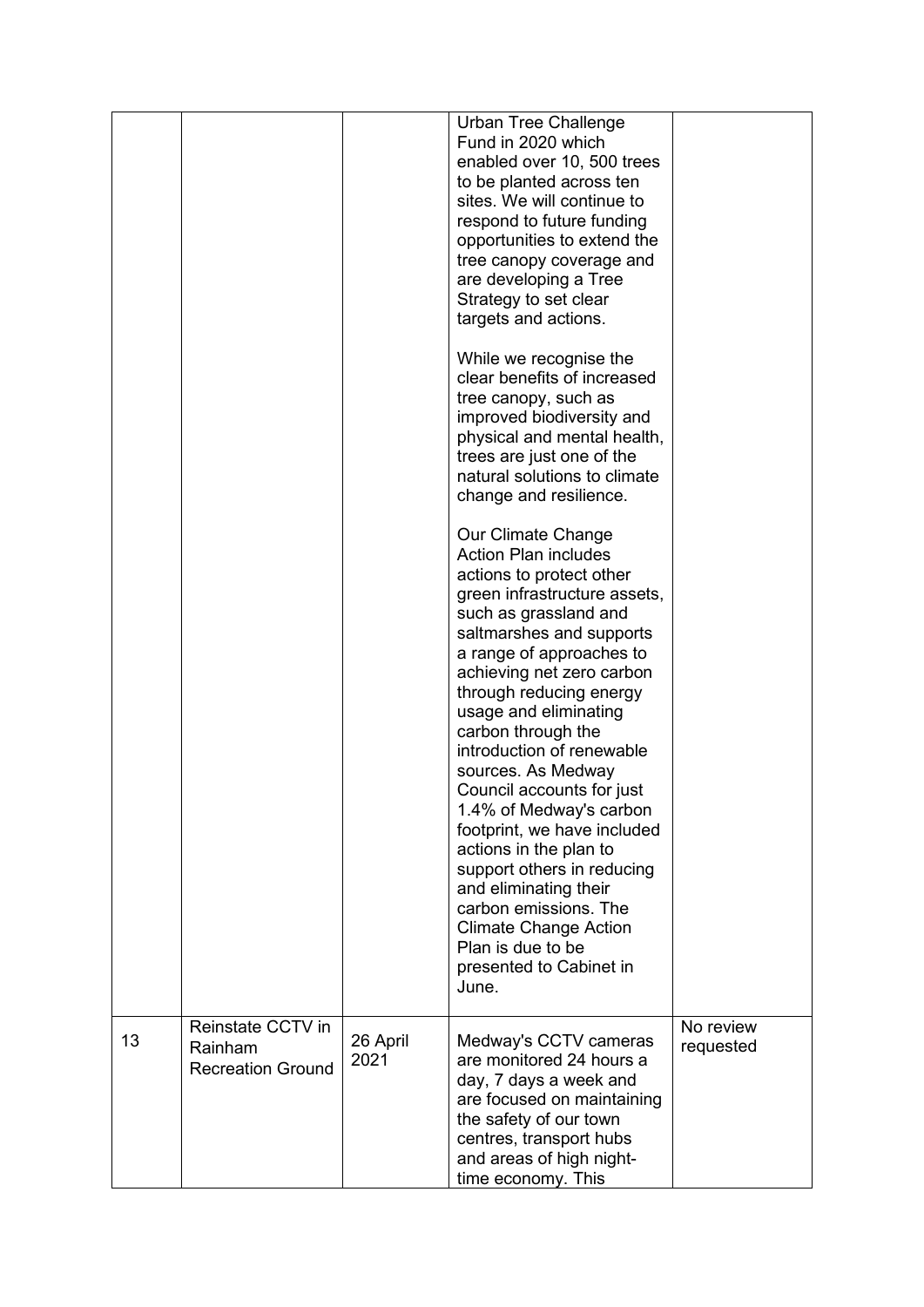| | | | | |
|---|---|---|---|---|
| | | | Urban Tree Challenge Fund in 2020 which enabled over 10, 500 trees to be planted across ten sites. We will continue to respond to future funding opportunities to extend the tree canopy coverage and are developing a Tree Strategy to set clear targets and actions.<br><br>While we recognise the clear benefits of increased tree canopy, such as improved biodiversity and physical and mental health, trees are just one of the natural solutions to climate change and resilience.<br><br>Our Climate Change Action Plan includes actions to protect other green infrastructure assets, such as grassland and saltmarshes and supports a range of approaches to achieving net zero carbon through reducing energy usage and eliminating carbon through the introduction of renewable sources. As Medway Council accounts for just 1.4% of Medway's carbon footprint, we have included actions in the plan to support others in reducing and eliminating their carbon emissions. The Climate Change Action Plan is due to be presented to Cabinet in June. | |
| 13 | Reinstate CCTV in Rainham Recreation Ground | 26 April 2021 | Medway's CCTV cameras are monitored 24 hours a day, 7 days a week and are focused on maintaining the safety of our town centres, transport hubs and areas of high night-time economy. This | No review requested |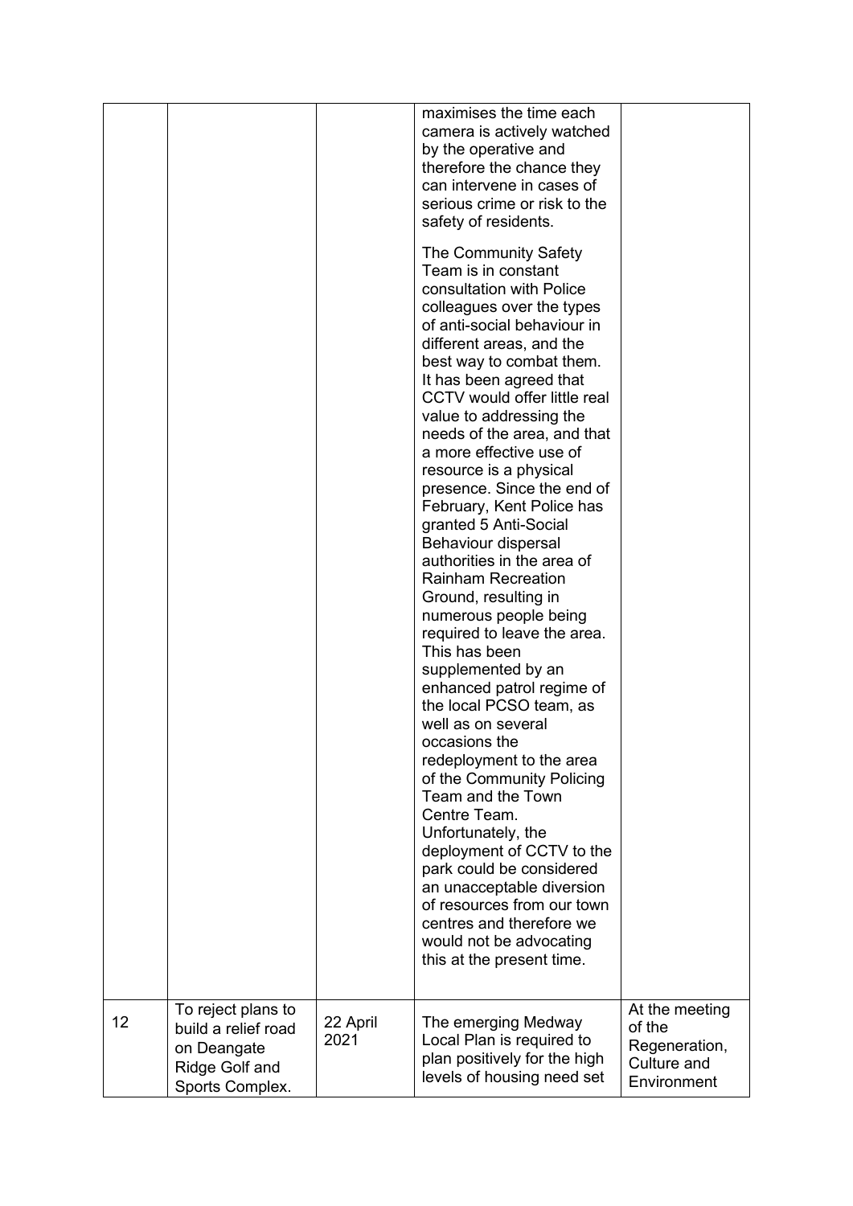| | | | | |
|---|---|---|---|---|
| | | | maximises the time each camera is actively watched by the operative and therefore the chance they can intervene in cases of serious crime or risk to the safety of residents.<br><br>The Community Safety Team is in constant consultation with Police colleagues over the types of anti-social behaviour in different areas, and the best way to combat them. It has been agreed that CCTV would offer little real value to addressing the needs of the area, and that a more effective use of resource is a physical presence. Since the end of February, Kent Police has granted 5 Anti-Social Behaviour dispersal authorities in the area of Rainham Recreation Ground, resulting in numerous people being required to leave the area. This has been supplemented by an enhanced patrol regime of the local PCSO team, as well as on several occasions the redeployment to the area of the Community Policing Team and the Town Centre Team. Unfortunately, the deployment of CCTV to the park could be considered an unacceptable diversion of resources from our town centres and therefore we would not be advocating this at the present time. | |
| 12 | To reject plans to build a relief road on Deangate Ridge Golf and Sports Complex. | 22 April 2021 | The emerging Medway Local Plan is required to plan positively for the high levels of housing need set | At the meeting of the Regeneration, Culture and Environment |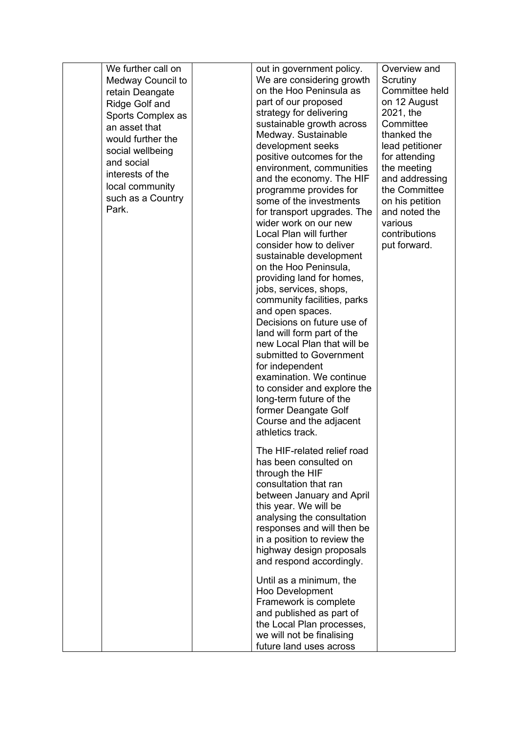| | | | | |
|---|---|---|---|---|
| | We further call on Medway Council to retain Deangate Ridge Golf and Sports Complex as an asset that would further the social wellbeing and social interests of the local community such as a Country Park. | | out in government policy. We are considering growth on the Hoo Peninsula as part of our proposed strategy for delivering sustainable growth across Medway. Sustainable development seeks positive outcomes for the environment, communities and the economy. The HIF programme provides for some of the investments for transport upgrades. The wider work on our new Local Plan will further consider how to deliver sustainable development on the Hoo Peninsula, providing land for homes, jobs, services, shops, community facilities, parks and open spaces. Decisions on future use of land will form part of the new Local Plan that will be submitted to Government for independent examination. We continue to consider and explore the long-term future of the former Deangate Golf Course and the adjacent athletics track.<br><br>The HIF-related relief road has been consulted on through the HIF consultation that ran between January and April this year. We will be analysing the consultation responses and will then be in a position to review the highway design proposals and respond accordingly.<br><br>Until as a minimum, the Hoo Development Framework is complete and published as part of the Local Plan processes, we will not be finalising future land uses across | Overview and Scrutiny Committee held on 12 August 2021, the Committee thanked the lead petitioner for attending the meeting and addressing the Committee on his petition and noted the various contributions put forward. |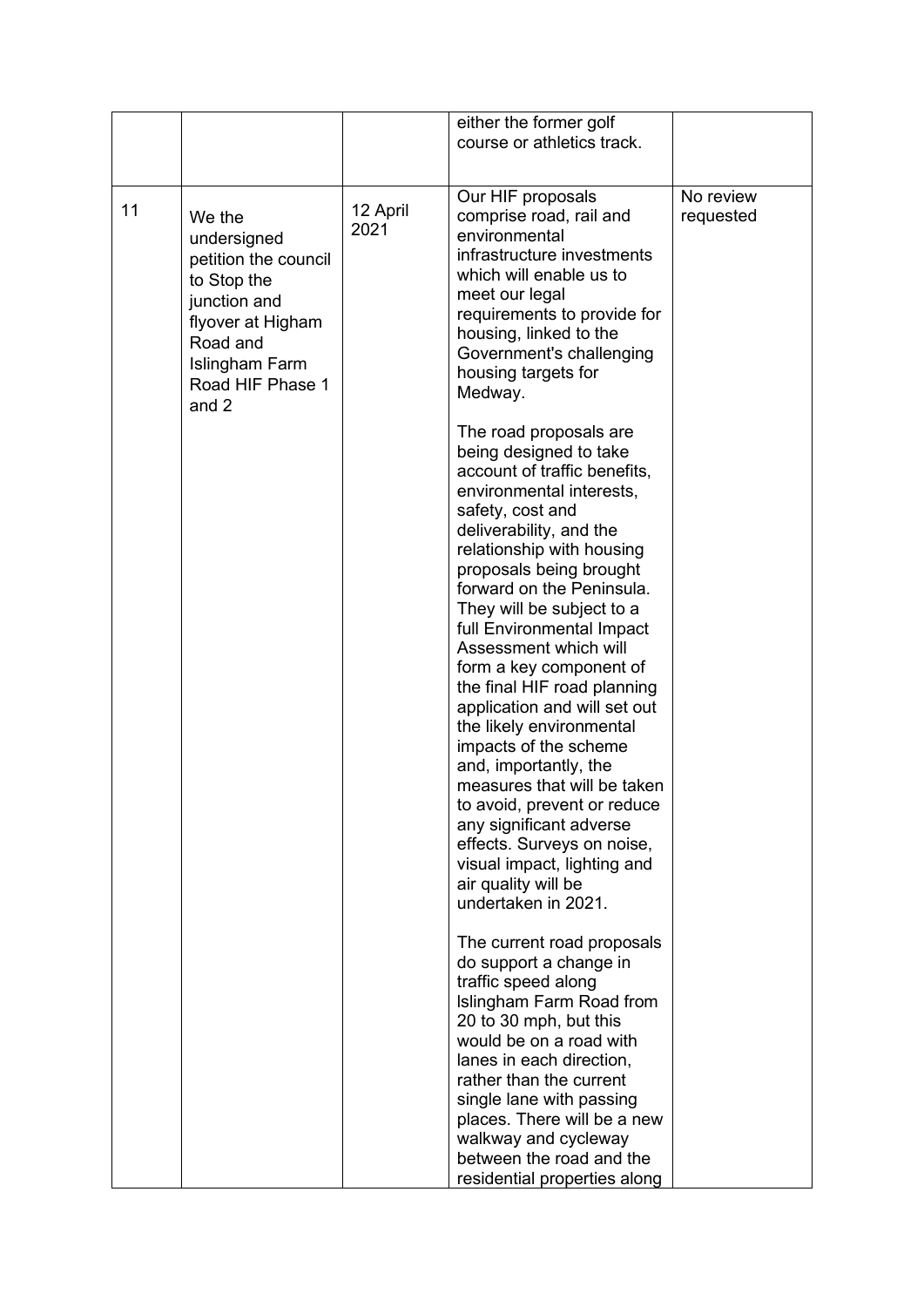|  |  |  | either the former golf course or athletics track. |  |
|---|---|---|---|---|
| 11 | We the undersigned petition the council to Stop the junction and flyover at Higham Road and Islingham Farm Road HIF Phase 1 and 2 | 12 April 2021 | Our HIF proposals comprise road, rail and environmental infrastructure investments which will enable us to meet our legal requirements to provide for housing, linked to the Government's challenging housing targets for Medway.<br><br>The road proposals are being designed to take account of traffic benefits, environmental interests, safety, cost and deliverability, and the relationship with housing proposals being brought forward on the Peninsula. They will be subject to a full Environmental Impact Assessment which will form a key component of the final HIF road planning application and will set out the likely environmental impacts of the scheme and, importantly, the measures that will be taken to avoid, prevent or reduce any significant adverse effects. Surveys on noise, visual impact, lighting and air quality will be undertaken in 2021.<br><br>The current road proposals do support a change in traffic speed along Islingham Farm Road from 20 to 30 mph, but this would be on a road with lanes in each direction, rather than the current single lane with passing places. There will be a new walkway and cycleway between the road and the residential properties along | No review requested |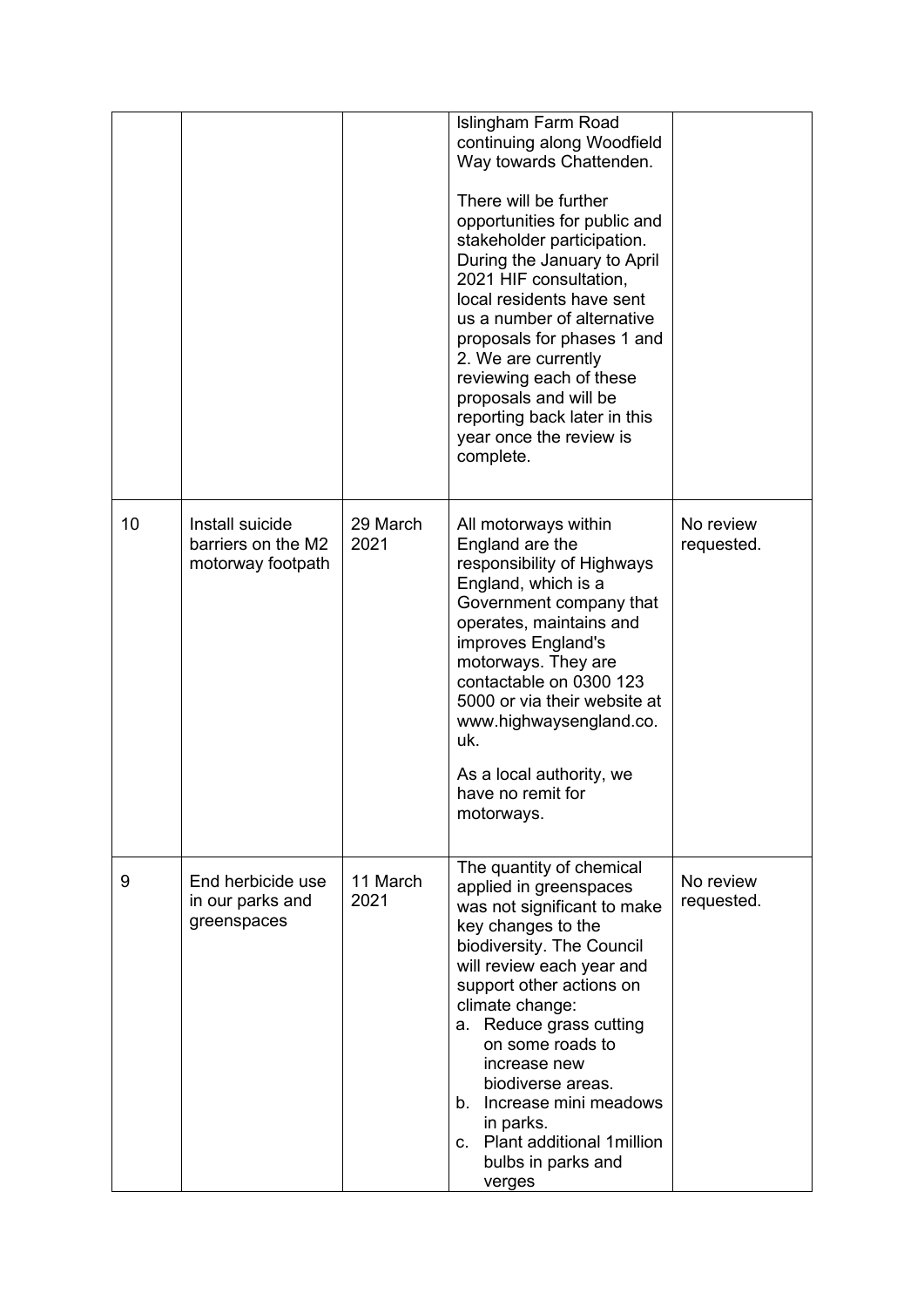| | | | | |
|---|---|---|---|---|
| | | | Islingham Farm Road continuing along Woodfield Way towards Chattenden.<br><br>There will be further opportunities for public and stakeholder participation. During the January to April 2021 HIF consultation, local residents have sent us a number of alternative proposals for phases 1 and 2. We are currently reviewing each of these proposals and will be reporting back later in this year once the review is complete. | |
| 10 | Install suicide barriers on the M2 motorway footpath | 29 March 2021 | All motorways within England are the responsibility of Highways England, which is a Government company that operates, maintains and improves England's motorways. They are contactable on 0300 123 5000 or via their website at www.highwaysengland.co.uk.<br><br>As a local authority, we have no remit for motorways. | No review requested. |
| 9 | End herbicide use in our parks and greenspaces | 11 March 2021 | The quantity of chemical applied in greenspaces was not significant to make key changes to the biodiversity. The Council will review each year and support other actions on climate change:<br>a. Reduce grass cutting on some roads to increase new biodiverse areas.<br>b. Increase mini meadows in parks.<br>c. Plant additional 1million bulbs in parks and verges | No review requested. |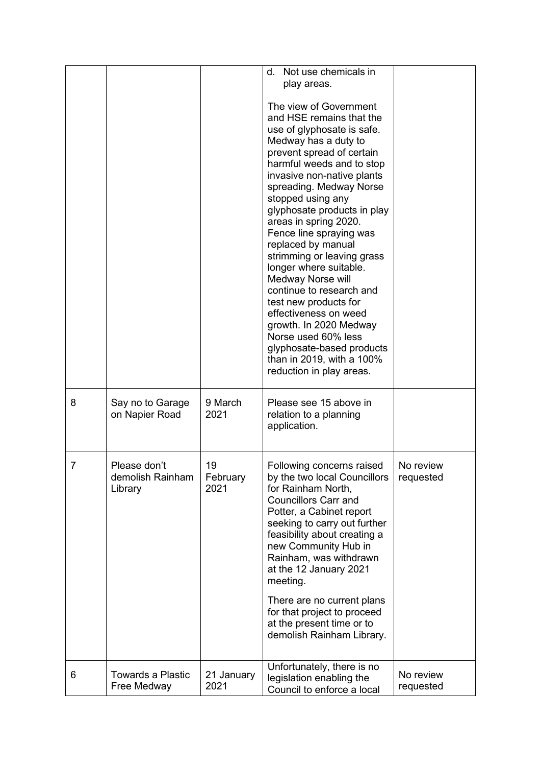| | | | | |
|---|---|---|---|---|
| | | | d. Not use chemicals in play areas.<br><br>The view of Government and HSE remains that the use of glyphosate is safe. Medway has a duty to prevent spread of certain harmful weeds and to stop invasive non-native plants spreading. Medway Norse stopped using any glyphosate products in play areas in spring 2020. Fence line spraying was replaced by manual strimming or leaving grass longer where suitable. Medway Norse will continue to research and test new products for effectiveness on weed growth. In 2020 Medway Norse used 60% less glyphosate-based products than in 2019, with a 100% reduction in play areas. | |
| 8 | Say no to Garage on Napier Road | 9 March 2021 | Please see 15 above in relation to a planning application. | |
| 7 | Please don't demolish Rainham Library | 19 February 2021 | Following concerns raised by the two local Councillors for Rainham North, Councillors Carr and Potter, a Cabinet report seeking to carry out further feasibility about creating a new Community Hub in Rainham, was withdrawn at the 12 January 2021 meeting.<br><br>There are no current plans for that project to proceed at the present time or to demolish Rainham Library. | No review requested |
| 6 | Towards a Plastic Free Medway | 21 January 2021 | Unfortunately, there is no legislation enabling the Council to enforce a local | No review requested |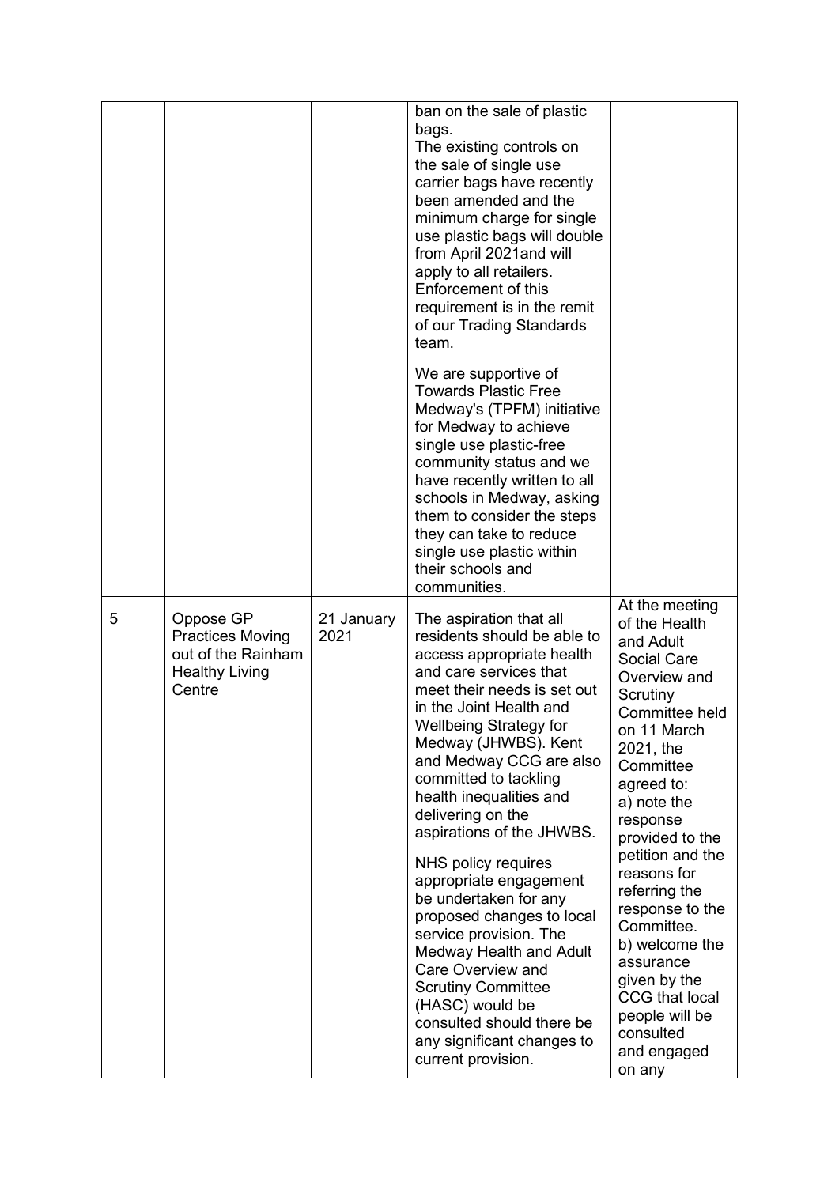|  |  |  | ban on the sale of plastic bags.<br>The existing controls on the sale of single use carrier bags have recently been amended and the minimum charge for single use plastic bags will double from April 2021and will apply to all retailers. Enforcement of this requirement is in the remit of our Trading Standards team.<br><br>We are supportive of Towards Plastic Free Medway's (TPFM) initiative for Medway to achieve single use plastic-free community status and we have recently written to all schools in Medway, asking them to consider the steps they can take to reduce single use plastic within their schools and communities. |  |
|---|---|---|---|---|
| 5 | Oppose GP Practices Moving out of the Rainham Healthy Living Centre | 21 January 2021 | The aspiration that all residents should be able to access appropriate health and care services that meet their needs is set out in the Joint Health and Wellbeing Strategy for Medway (JHWBS). Kent and Medway CCG are also committed to tackling health inequalities and delivering on the aspirations of the JHWBS.<br><br>NHS policy requires appropriate engagement be undertaken for any proposed changes to local service provision. The Medway Health and Adult Care Overview and Scrutiny Committee (HASC) would be consulted should there be any significant changes to current provision. | At the meeting of the Health and Adult Social Care Overview and Scrutiny Committee held on 11 March 2021, the Committee agreed to:<br>a) note the response provided to the petition and the reasons for referring the response to the Committee.<br>b) welcome the assurance given by the CCG that local people will be consulted and engaged on any |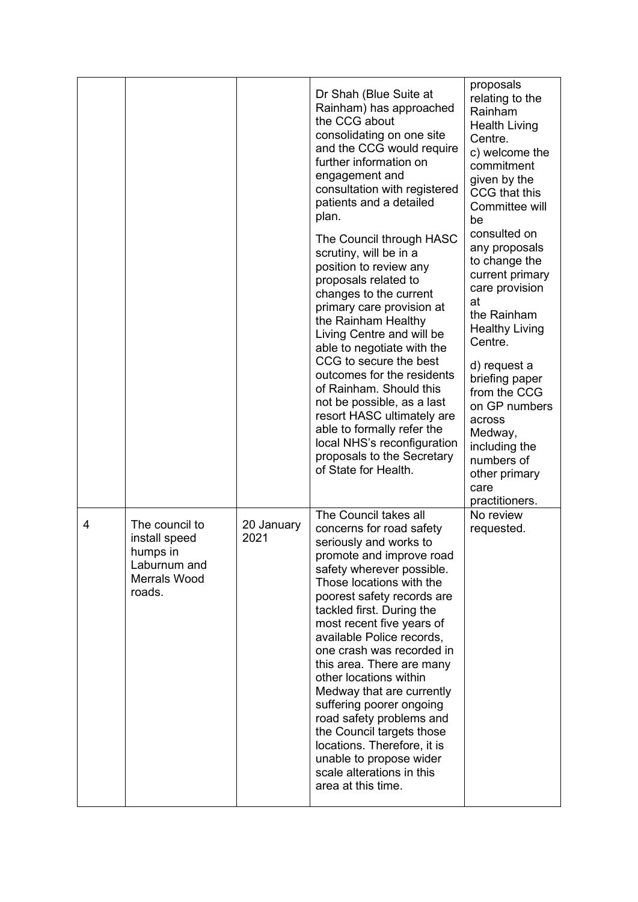| | | | | |
|---|---|---|---|---|
| | | | Dr Shah (Blue Suite at Rainham) has approached the CCG about consolidating on one site and the CCG would require further information on engagement and consultation with registered patients and a detailed plan.<br><br>The Council through HASC scrutiny, will be in a position to review any proposals related to changes to the current primary care provision at the Rainham Healthy Living Centre and will be able to negotiate with the CCG to secure the best outcomes for the residents of Rainham. Should this not be possible, as a last resort HASC ultimately are able to formally refer the local NHS's reconfiguration proposals to the Secretary of State for Health. | proposals relating to the Rainham Health Living Centre.<br>c) welcome the commitment given by the CCG that this Committee will be consulted on any proposals to change the current primary care provision at the Rainham Healthy Living Centre.<br><br>d) request a briefing paper from the CCG on GP numbers across Medway, including the numbers of other primary care practitioners. |
| 4 | The council to install speed humps in Laburnum and Merrals Wood roads. | 20 January 2021 | The Council takes all concerns for road safety seriously and works to promote and improve road safety wherever possible. Those locations with the poorest safety records are tackled first. During the most recent five years of available Police records, one crash was recorded in this area. There are many other locations within Medway that are currently suffering poorer ongoing road safety problems and the Council targets those locations. Therefore, it is unable to propose wider scale alterations in this area at this time. | No review requested. |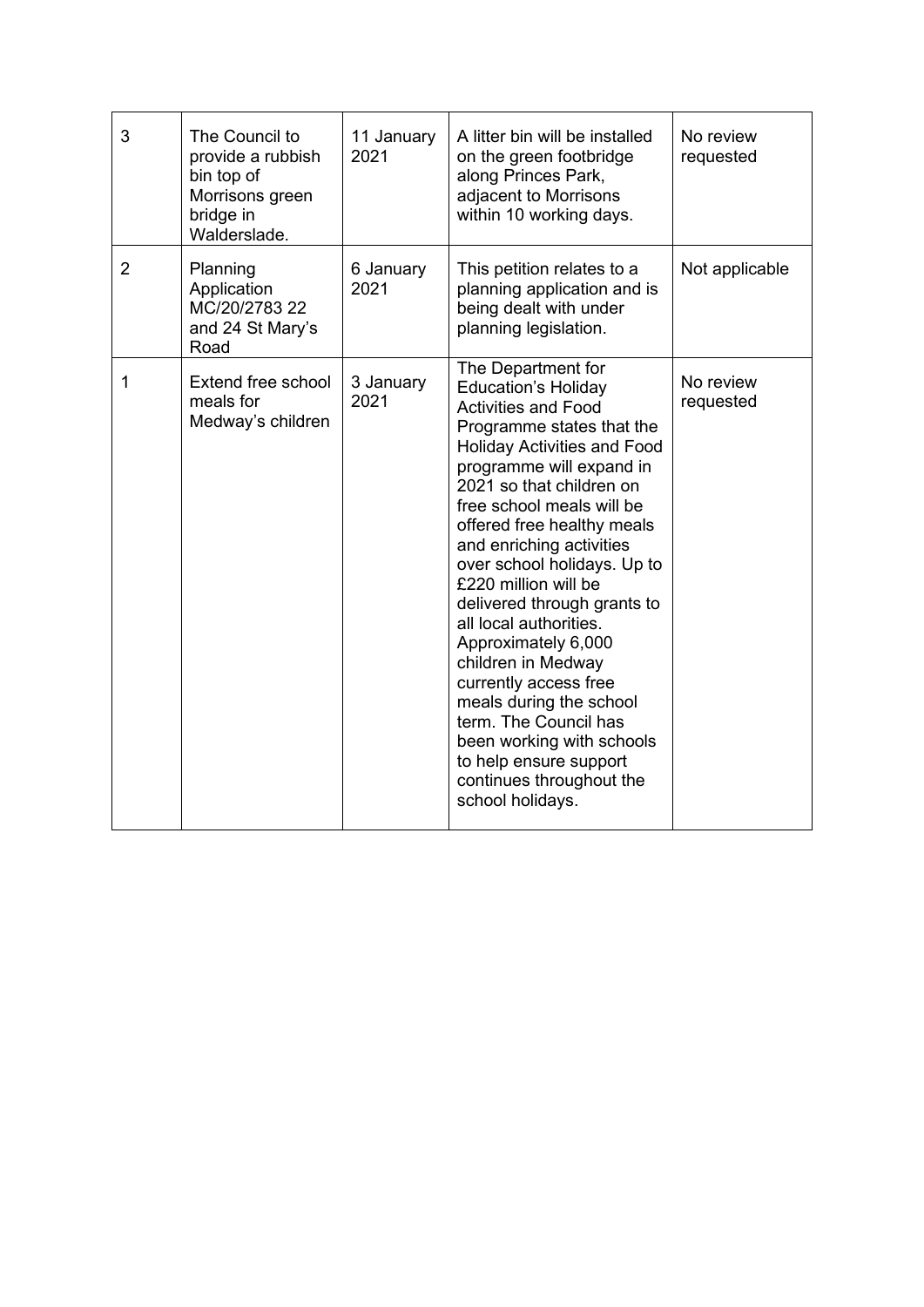| | | | | |
|---|---|---|---|---|
| 3 | The Council to provide a rubbish bin top of Morrisons green bridge in Walderslade. | 11 January 2021 | A litter bin will be installed on the green footbridge along Princes Park, adjacent to Morrisons within 10 working days. | No review requested |
| 2 | Planning Application MC/20/2783 22 and 24 St Mary's Road | 6 January 2021 | This petition relates to a planning application and is being dealt with under planning legislation. | Not applicable |
| 1 | Extend free school meals for Medway's children | 3 January 2021 | The Department for Education's Holiday Activities and Food Programme states that the Holiday Activities and Food programme will expand in 2021 so that children on free school meals will be offered free healthy meals and enriching activities over school holidays. Up to £220 million will be delivered through grants to all local authorities. Approximately 6,000 children in Medway currently access free meals during the school term. The Council has been working with schools to help ensure support continues throughout the school holidays. | No review requested |